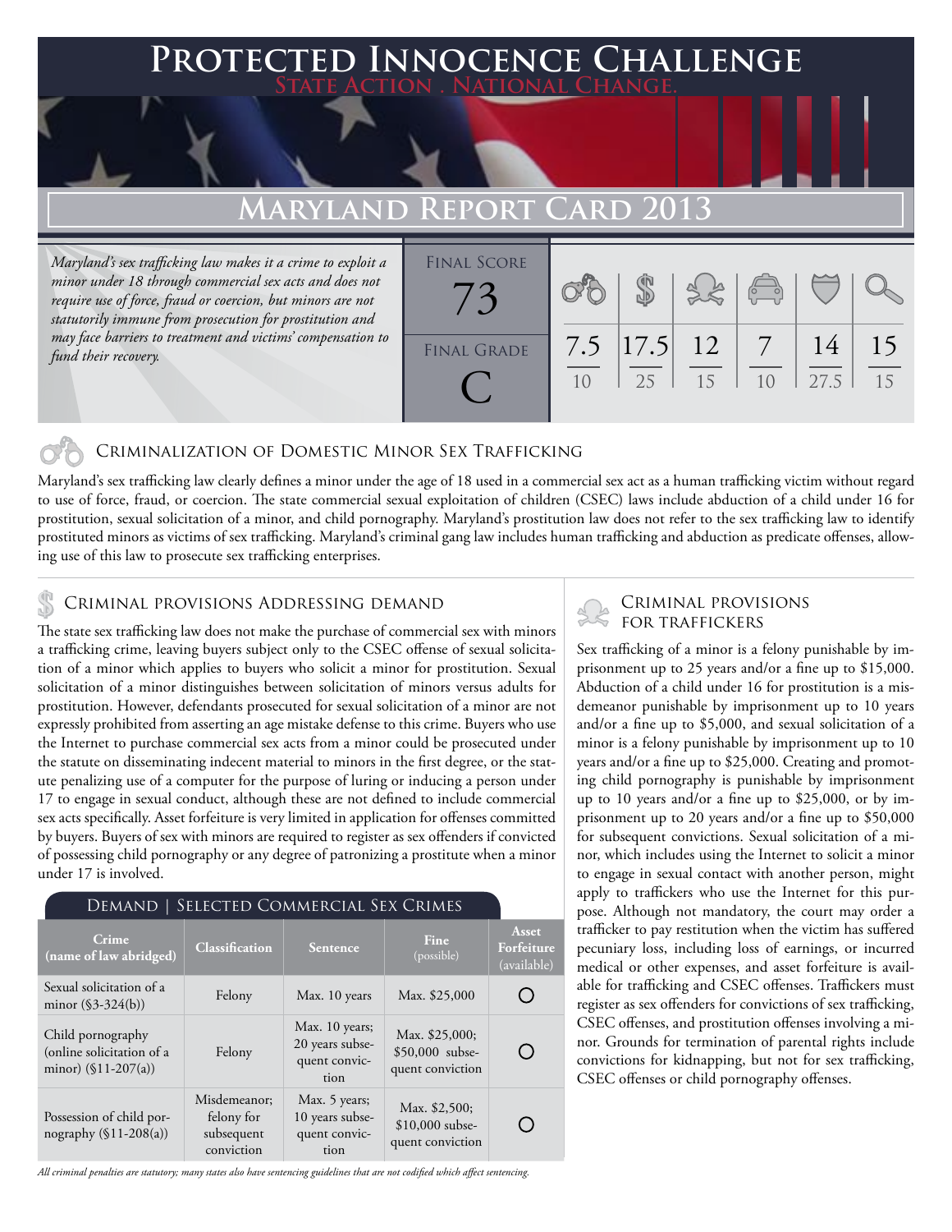# Protected Innocence Challenge

State Action . National Change.

## Maryland Report Card 2013

*Maryland's sex trafficking law makes it a crime to exploit a minor under 18 through commercial sex acts and does not require use of force, fraud or coercion, but minors are not statutorily immune from prosecution for prostitution and may face barriers to treatment and victims' compensation to fund their recovery.*

| Final Score | Criminalization of Domestic Minor Sex Trafficking | Criminal Provisions Addressing Demand | Criminal Provisions for Traffickers | Criminal Provisions for Facilitators | Protective Provisions for the Child Victims | Criminal Justice Tools for Investigation and Prosecutions |
|---|---|---|---|---|---|---|
| 73 | 7.5 / 10 | 17.5 / 25 | 12 / 15 | 7 / 10 | 14 / 27.5 | 15 / 15 |

**Final Grade:** C

### Criminalization of Domestic Minor Sex Trafficking

Maryland's sex trafficking law clearly defines a minor under the age of 18 used in a commercial sex act as a human trafficking victim without regard to use of force, fraud, or coercion. The state commercial sexual exploitation of children (CSEC) laws include abduction of a child under 16 for prostitution, sexual solicitation of a minor, and child pornography. Maryland's prostitution law does not refer to the sex trafficking law to identify prostituted minors as victims of sex trafficking. Maryland's criminal gang law includes human trafficking and abduction as predicate offenses, allowing use of this law to prosecute sex trafficking enterprises.

### Criminal provisions Addressing demand

The state sex trafficking law does not make the purchase of commercial sex with minors a trafficking crime, leaving buyers subject only to the CSEC offense of sexual solicitation of a minor which applies to buyers who solicit a minor for prostitution. Sexual solicitation of a minor distinguishes between solicitation of minors versus adults for prostitution. However, defendants prosecuted for sexual solicitation of a minor are not expressly prohibited from asserting an age mistake defense to this crime. Buyers who use the Internet to purchase commercial sex acts from a minor could be prosecuted under the statute on disseminating indecent material to minors in the first degree, or the statute penalizing use of a computer for the purpose of luring or inducing a person under 17 to engage in sexual conduct, although these are not defined to include commercial sex acts specifically. Asset forfeiture is very limited in application for offenses committed by buyers. Buyers of sex with minors are required to register as sex offenders if convicted of possessing child pornography or any degree of patronizing a prostitute when a minor under 17 is involved.

**Demand | Selected Commercial Sex Crimes**

| Crime (name of law abridged) | Classification | Sentence | Fine (possible) | Asset Forfeiture (available) |
|---|---|---|---|---|
| Sexual solicitation of a minor (§3-324(b)) | Felony | Max. 10 years | Max. $25,000 | ○ |
| Child pornography (online solicitation of a minor) (§11-207(a)) | Felony | Max. 10 years; 20 years subsequent conviction | Max. $25,000; $50,000 subsequent conviction | ○ |
| Possession of child pornography (§11-208(a)) | Misdemeanor; felony for subsequent conviction | Max. 5 years; 10 years subsequent conviction | Max. $2,500; $10,000 subsequent conviction | ○ |

*All criminal penalties are statutory; many states also have sentencing guidelines that are not codified which affect sentencing.*

### Criminal provisions for traffickers

Sex trafficking of a minor is a felony punishable by imprisonment up to 25 years and/or a fine up to $15,000. Abduction of a child under 16 for prostitution is a misdemeanor punishable by imprisonment up to 10 years and/or a fine up to $5,000, and sexual solicitation of a minor is a felony punishable by imprisonment up to 10 years and/or a fine up to $25,000. Creating and promoting child pornography is punishable by imprisonment up to 10 years and/or a fine up to $25,000, or by imprisonment up to 20 years and/or a fine up to $50,000 for subsequent convictions. Sexual solicitation of a minor, which includes using the Internet to solicit a minor to engage in sexual contact with another person, might apply to traffickers who use the Internet for this purpose. Although not mandatory, the court may order a trafficker to pay restitution when the victim has suffered pecuniary loss, including loss of earnings, or incurred medical or other expenses, and asset forfeiture is available for trafficking and CSEC offenses. Traffickers must register as sex offenders for convictions of sex trafficking, CSEC offenses, and prostitution offenses involving a minor. Grounds for termination of parental rights include convictions for kidnapping, but not for sex trafficking, CSEC offenses or child pornography offenses.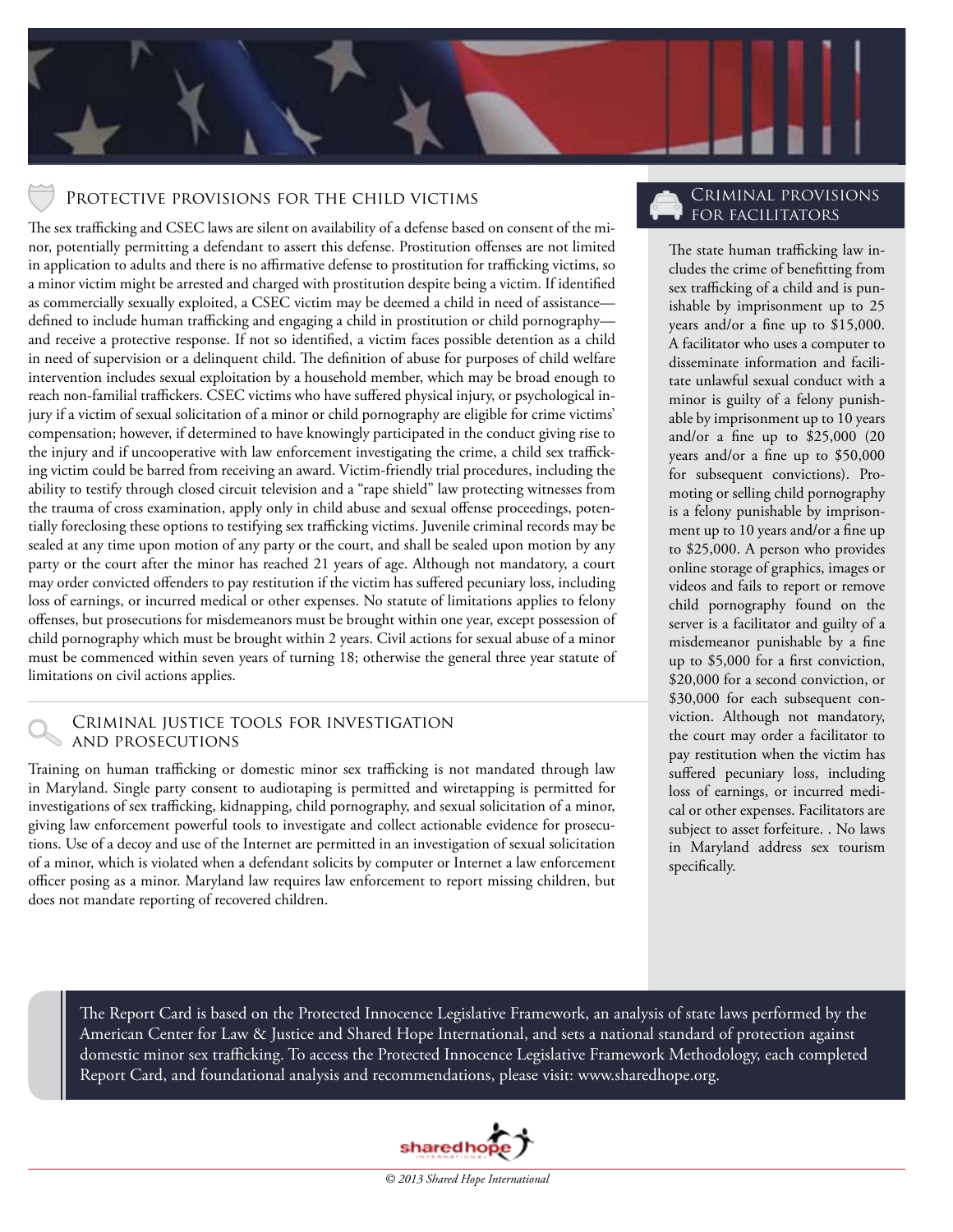## Protective provisions for the child victims

The sex trafficking and CSEC laws are silent on availability of a defense based on consent of the minor, potentially permitting a defendant to assert this defense. Prostitution offenses are not limited in application to adults and there is no affirmative defense to prostitution for trafficking victims, so a minor victim might be arrested and charged with prostitution despite being a victim. If identified as commercially sexually exploited, a CSEC victim may be deemed a child in need of assistance—defined to include human trafficking and engaging a child in prostitution or child pornography—and receive a protective response. If not so identified, a victim faces possible detention as a child in need of supervision or a delinquent child. The definition of abuse for purposes of child welfare intervention includes sexual exploitation by a household member, which may be broad enough to reach non-familial traffickers. CSEC victims who have suffered physical injury, or psychological injury if a victim of sexual solicitation of a minor or child pornography are eligible for crime victims' compensation; however, if determined to have knowingly participated in the conduct giving rise to the injury and if uncooperative with law enforcement investigating the crime, a child sex trafficking victim could be barred from receiving an award. Victim-friendly trial procedures, including the ability to testify through closed circuit television and a "rape shield" law protecting witnesses from the trauma of cross examination, apply only in child abuse and sexual offense proceedings, potentially foreclosing these options to testifying sex trafficking victims. Juvenile criminal records may be sealed at any time upon motion of any party or the court, and shall be sealed upon motion by any party or the court after the minor has reached 21 years of age. Although not mandatory, a court may order convicted offenders to pay restitution if the victim has suffered pecuniary loss, including loss of earnings, or incurred medical or other expenses. No statute of limitations applies to felony offenses, but prosecutions for misdemeanors must be brought within one year, except possession of child pornography which must be brought within 2 years. Civil actions for sexual abuse of a minor must be commenced within seven years of turning 18; otherwise the general three year statute of limitations on civil actions applies.

## Criminal justice tools for investigation and prosecutions

Training on human trafficking or domestic minor sex trafficking is not mandated through law in Maryland. Single party consent to audiotaping is permitted and wiretapping is permitted for investigations of sex trafficking, kidnapping, child pornography, and sexual solicitation of a minor, giving law enforcement powerful tools to investigate and collect actionable evidence for prosecutions. Use of a decoy and use of the Internet are permitted in an investigation of sexual solicitation of a minor, which is violated when a defendant solicits by computer or Internet a law enforcement officer posing as a minor. Maryland law requires law enforcement to report missing children, but does not mandate reporting of recovered children.

## Criminal provisions for facilitators

The state human trafficking law includes the crime of benefitting from sex trafficking of a child and is punishable by imprisonment up to 25 years and/or a fine up to $15,000. A facilitator who uses a computer to disseminate information and facilitate unlawful sexual conduct with a minor is guilty of a felony punishable by imprisonment up to 10 years and/or a fine up to $25,000 (20 years and/or a fine up to $50,000 for subsequent convictions). Promoting or selling child pornography is a felony punishable by imprisonment up to 10 years and/or a fine up to $25,000. A person who provides online storage of graphics, images or videos and fails to report or remove child pornography found on the server is a facilitator and guilty of a misdemeanor punishable by a fine up to $5,000 for a first conviction, $20,000 for a second conviction, or $30,000 for each subsequent conviction. Although not mandatory, the court may order a facilitator to pay restitution when the victim has suffered pecuniary loss, including loss of earnings, or incurred medical or other expenses. Facilitators are subject to asset forfeiture. . No laws in Maryland address sex tourism specifically.

The Report Card is based on the Protected Innocence Legislative Framework, an analysis of state laws performed by the American Center for Law & Justice and Shared Hope International, and sets a national standard of protection against domestic minor sex trafficking. To access the Protected Innocence Legislative Framework Methodology, each completed Report Card, and foundational analysis and recommendations, please visit: www.sharedhope.org.

*© 2013 Shared Hope International*